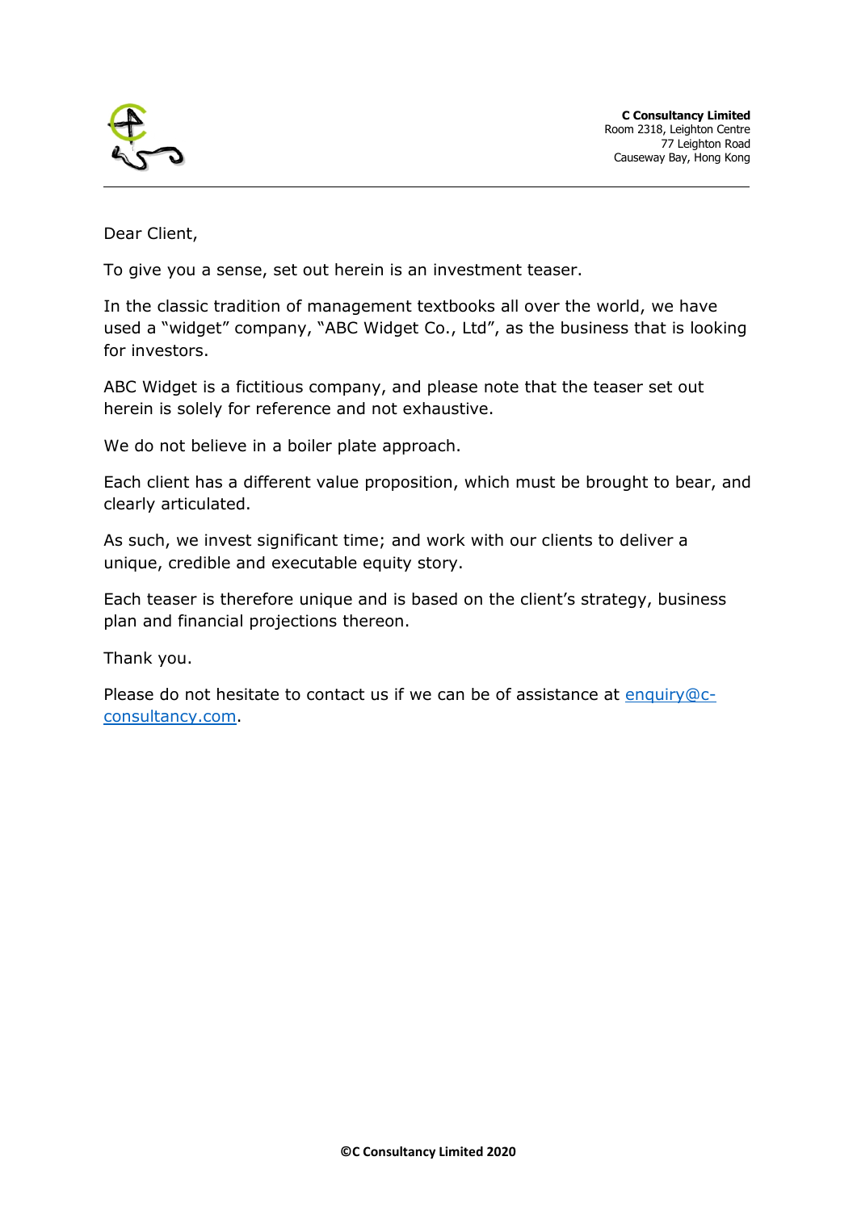**C Consultancy Limited**
Room 2318, Leighton Centre
77 Leighton Road
Causeway Bay, Hong Kong

---

Dear Client,

To give you a sense, set out herein is an investment teaser.

In the classic tradition of management textbooks all over the world, we have used a "widget" company, "ABC Widget Co., Ltd", as the business that is looking for investors.

ABC Widget is a fictitious company, and please note that the teaser set out herein is solely for reference and not exhaustive.

We do not believe in a boiler plate approach.

Each client has a different value proposition, which must be brought to bear, and clearly articulated.

As such, we invest significant time; and work with our clients to deliver a unique, credible and executable equity story.

Each teaser is therefore unique and is based on the client's strategy, business plan and financial projections thereon.

Thank you.

Please do not hesitate to contact us if we can be of assistance at [enquiry@c-consultancy.com](mailto:enquiry@c-consultancy.com).

**©C Consultancy Limited 2020**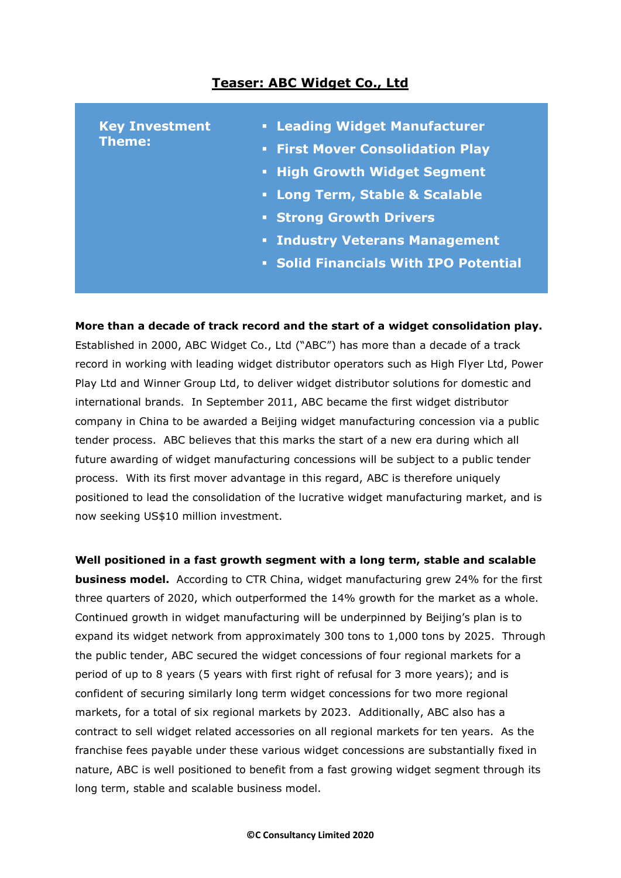# Teaser: ABC Widget Co., Ltd

| **Key Investment Theme:** | <ul><li>**Leading Widget Manufacturer**</li><li>**First Mover Consolidation Play**</li><li>**High Growth Widget Segment**</li><li>**Long Term, Stable & Scalable**</li><li>**Strong Growth Drivers**</li><li>**Industry Veterans Management**</li><li>**Solid Financials With IPO Potential**</li></ul> |
|---|---|

**More than a decade of track record and the start of a widget consolidation play.** Established in 2000, ABC Widget Co., Ltd ("ABC") has more than a decade of a track record in working with leading widget distributor operators such as High Flyer Ltd, Power Play Ltd and Winner Group Ltd, to deliver widget distributor solutions for domestic and international brands. In September 2011, ABC became the first widget distributor company in China to be awarded a Beijing widget manufacturing concession via a public tender process. ABC believes that this marks the start of a new era during which all future awarding of widget manufacturing concessions will be subject to a public tender process. With its first mover advantage in this regard, ABC is therefore uniquely positioned to lead the consolidation of the lucrative widget manufacturing market, and is now seeking US$10 million investment.

**Well positioned in a fast growth segment with a long term, stable and scalable business model.** According to CTR China, widget manufacturing grew 24% for the first three quarters of 2020, which outperformed the 14% growth for the market as a whole. Continued growth in widget manufacturing will be underpinned by Beijing's plan is to expand its widget network from approximately 300 tons to 1,000 tons by 2025. Through the public tender, ABC secured the widget concessions of four regional markets for a period of up to 8 years (5 years with first right of refusal for 3 more years); and is confident of securing similarly long term widget concessions for two more regional markets, for a total of six regional markets by 2023. Additionally, ABC also has a contract to sell widget related accessories on all regional markets for ten years. As the franchise fees payable under these various widget concessions are substantially fixed in nature, ABC is well positioned to benefit from a fast growing widget segment through its long term, stable and scalable business model.

©C Consultancy Limited 2020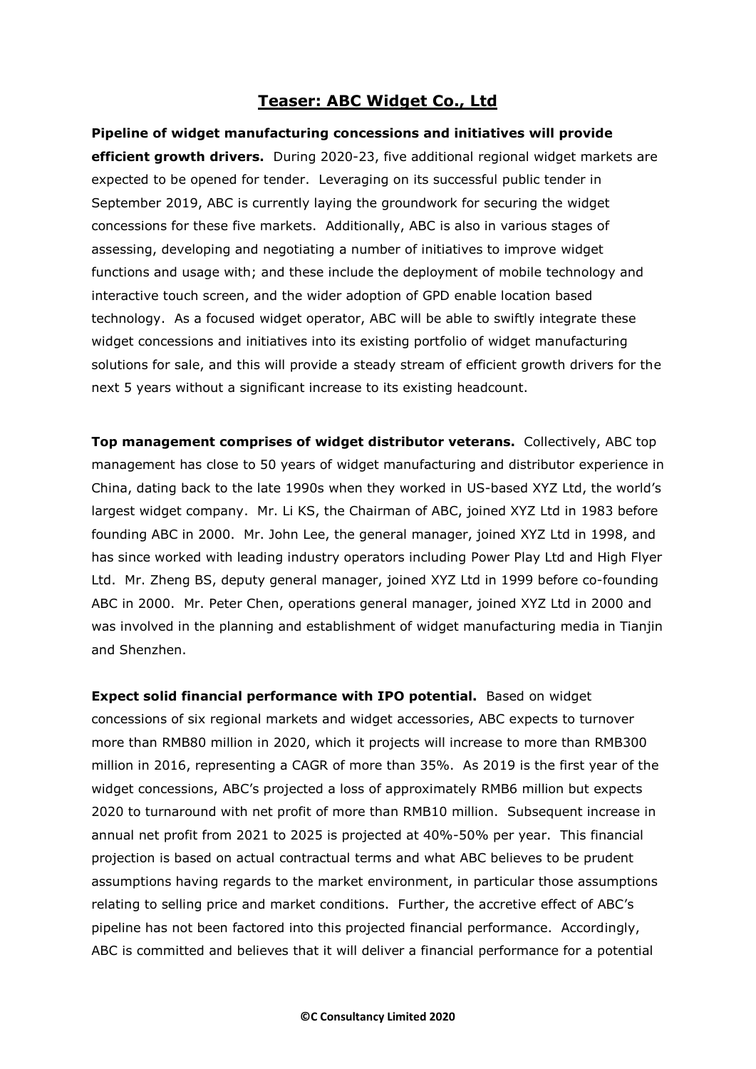# Teaser: ABC Widget Co., Ltd

**Pipeline of widget manufacturing concessions and initiatives will provide efficient growth drivers.** During 2020-23, five additional regional widget markets are expected to be opened for tender. Leveraging on its successful public tender in September 2019, ABC is currently laying the groundwork for securing the widget concessions for these five markets. Additionally, ABC is also in various stages of assessing, developing and negotiating a number of initiatives to improve widget functions and usage with; and these include the deployment of mobile technology and interactive touch screen, and the wider adoption of GPD enable location based technology. As a focused widget operator, ABC will be able to swiftly integrate these widget concessions and initiatives into its existing portfolio of widget manufacturing solutions for sale, and this will provide a steady stream of efficient growth drivers for the next 5 years without a significant increase to its existing headcount.

**Top management comprises of widget distributor veterans.** Collectively, ABC top management has close to 50 years of widget manufacturing and distributor experience in China, dating back to the late 1990s when they worked in US-based XYZ Ltd, the world's largest widget company. Mr. Li KS, the Chairman of ABC, joined XYZ Ltd in 1983 before founding ABC in 2000. Mr. John Lee, the general manager, joined XYZ Ltd in 1998, and has since worked with leading industry operators including Power Play Ltd and High Flyer Ltd. Mr. Zheng BS, deputy general manager, joined XYZ Ltd in 1999 before co-founding ABC in 2000. Mr. Peter Chen, operations general manager, joined XYZ Ltd in 2000 and was involved in the planning and establishment of widget manufacturing media in Tianjin and Shenzhen.

**Expect solid financial performance with IPO potential.** Based on widget concessions of six regional markets and widget accessories, ABC expects to turnover more than RMB80 million in 2020, which it projects will increase to more than RMB300 million in 2016, representing a CAGR of more than 35%. As 2019 is the first year of the widget concessions, ABC's projected a loss of approximately RMB6 million but expects 2020 to turnaround with net profit of more than RMB10 million. Subsequent increase in annual net profit from 2021 to 2025 is projected at 40%-50% per year. This financial projection is based on actual contractual terms and what ABC believes to be prudent assumptions having regards to the market environment, in particular those assumptions relating to selling price and market conditions. Further, the accretive effect of ABC's pipeline has not been factored into this projected financial performance. Accordingly, ABC is committed and believes that it will deliver a financial performance for a potential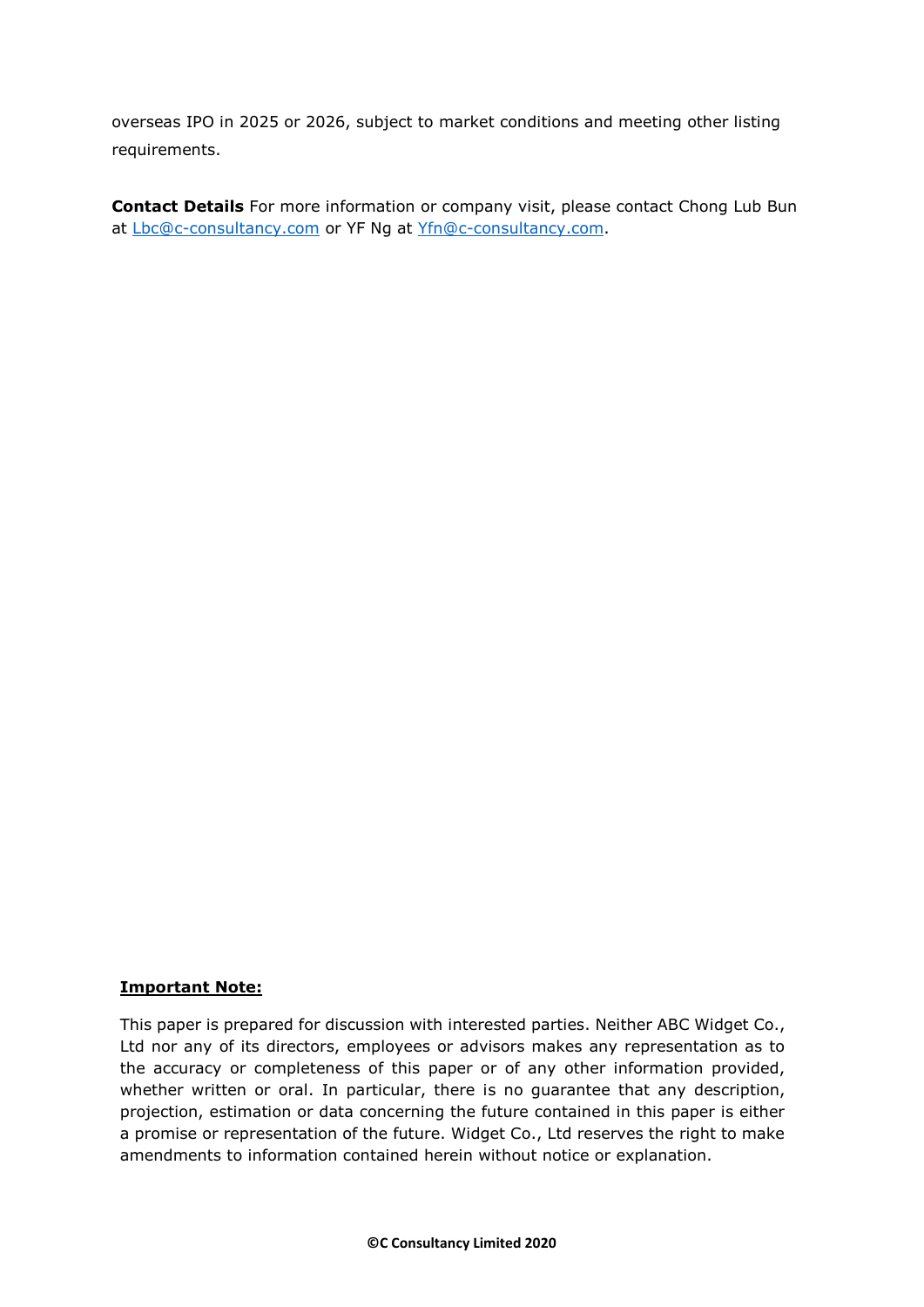overseas IPO in 2025 or 2026, subject to market conditions and meeting other listing requirements.

**Contact Details** For more information or company visit, please contact Chong Lub Bun at Lbc@c-consultancy.com or YF Ng at Yfn@c-consultancy.com.

**Important Note:**

This paper is prepared for discussion with interested parties. Neither ABC Widget Co., Ltd nor any of its directors, employees or advisors makes any representation as to the accuracy or completeness of this paper or of any other information provided, whether written or oral. In particular, there is no guarantee that any description, projection, estimation or data concerning the future contained in this paper is either a promise or representation of the future. Widget Co., Ltd reserves the right to make amendments to information contained herein without notice or explanation.

**©C Consultancy Limited 2020**